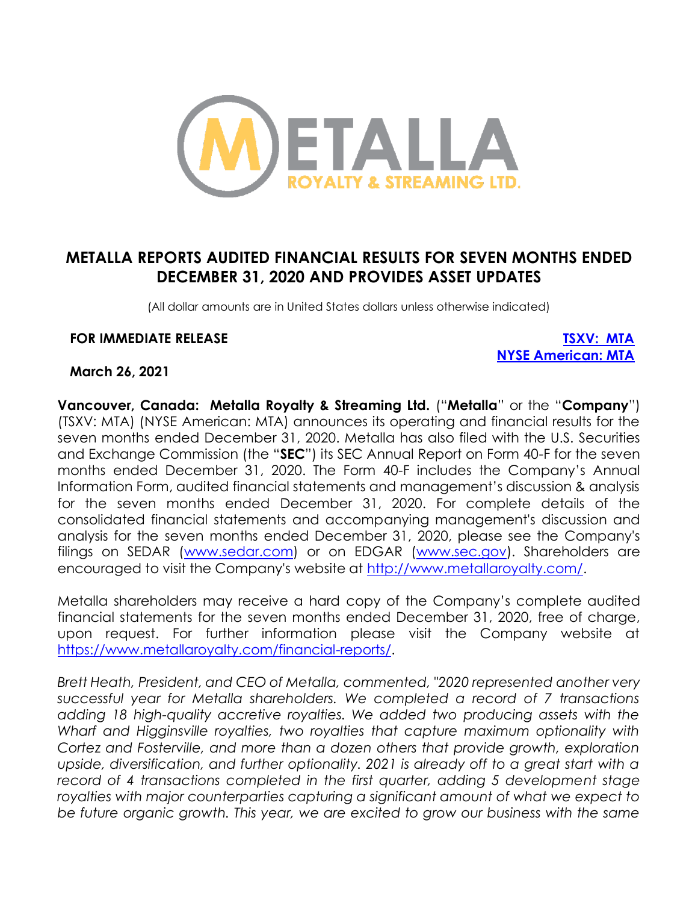# METALLA REPORTS AUDITED FINANCIAL RESULTS FOR SEVEN MONTHS ENDED DECEMBER 31, 2020 AND PROVIDES ASSET UPDATES

(All dollar amounts are in United States dollars unless otherwise indicated)

**FOR IMMEDIATE RELEASE**

**TSXV: MTA**
**NYSE American: MTA**

**March 26, 2021**

**Vancouver, Canada: Metalla Royalty & Streaming Ltd.** ("**Metalla**" or the "**Company**") (TSXV: MTA) (NYSE American: MTA) announces its operating and financial results for the seven months ended December 31, 2020. Metalla has also filed with the U.S. Securities and Exchange Commission (the "**SEC**") its SEC Annual Report on Form 40-F for the seven months ended December 31, 2020. The Form 40-F includes the Company's Annual Information Form, audited financial statements and management's discussion & analysis for the seven months ended December 31, 2020. For complete details of the consolidated financial statements and accompanying management's discussion and analysis for the seven months ended December 31, 2020, please see the Company's filings on SEDAR (www.sedar.com) or on EDGAR (www.sec.gov). Shareholders are encouraged to visit the Company's website at http://www.metallaroyalty.com/.

Metalla shareholders may receive a hard copy of the Company's complete audited financial statements for the seven months ended December 31, 2020, free of charge, upon request. For further information please visit the Company website at https://www.metallaroyalty.com/financial-reports/.

*Brett Heath, President, and CEO of Metalla, commented, "2020 represented another very successful year for Metalla shareholders. We completed a record of 7 transactions adding 18 high-quality accretive royalties. We added two producing assets with the Wharf and Higginsville royalties, two royalties that capture maximum optionality with Cortez and Fosterville, and more than a dozen others that provide growth, exploration upside, diversification, and further optionality. 2021 is already off to a great start with a record of 4 transactions completed in the first quarter, adding 5 development stage royalties with major counterparties capturing a significant amount of what we expect to be future organic growth. This year, we are excited to grow our business with the same*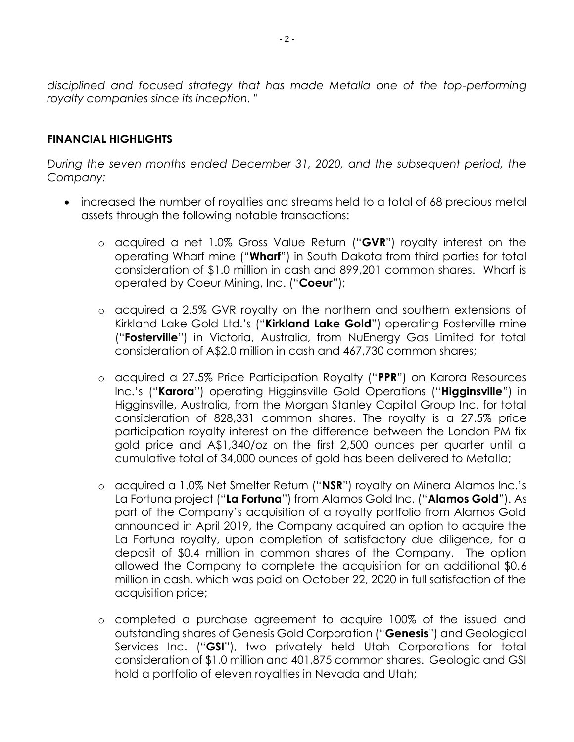*disciplined and focused strategy that has made Metalla one of the top-performing royalty companies since its inception."*

## FINANCIAL HIGHLIGHTS

*During the seven months ended December 31, 2020, and the subsequent period, the Company:*

- increased the number of royalties and streams held to a total of 68 precious metal assets through the following notable transactions:
  - acquired a net 1.0% Gross Value Return ("**GVR**") royalty interest on the operating Wharf mine ("**Wharf**") in South Dakota from third parties for total consideration of $1.0 million in cash and 899,201 common shares. Wharf is operated by Coeur Mining, Inc. ("**Coeur**");
  - acquired a 2.5% GVR royalty on the northern and southern extensions of Kirkland Lake Gold Ltd.'s ("**Kirkland Lake Gold**") operating Fosterville mine ("**Fosterville**") in Victoria, Australia, from NuEnergy Gas Limited for total consideration of A$2.0 million in cash and 467,730 common shares;
  - acquired a 27.5% Price Participation Royalty ("**PPR**") on Karora Resources Inc.'s ("**Karora**") operating Higginsville Gold Operations ("**Higginsville**") in Higginsville, Australia, from the Morgan Stanley Capital Group Inc. for total consideration of 828,331 common shares. The royalty is a 27.5% price participation royalty interest on the difference between the London PM fix gold price and A$1,340/oz on the first 2,500 ounces per quarter until a cumulative total of 34,000 ounces of gold has been delivered to Metalla;
  - acquired a 1.0% Net Smelter Return ("**NSR**") royalty on Minera Alamos Inc.'s La Fortuna project ("**La Fortuna**") from Alamos Gold Inc. ("**Alamos Gold**"). As part of the Company's acquisition of a royalty portfolio from Alamos Gold announced in April 2019, the Company acquired an option to acquire the La Fortuna royalty, upon completion of satisfactory due diligence, for a deposit of $0.4 million in common shares of the Company. The option allowed the Company to complete the acquisition for an additional $0.6 million in cash, which was paid on October 22, 2020 in full satisfaction of the acquisition price;
  - completed a purchase agreement to acquire 100% of the issued and outstanding shares of Genesis Gold Corporation ("**Genesis**") and Geological Services Inc. ("**GSI**"), two privately held Utah Corporations for total consideration of $1.0 million and 401,875 common shares. Geologic and GSI hold a portfolio of eleven royalties in Nevada and Utah;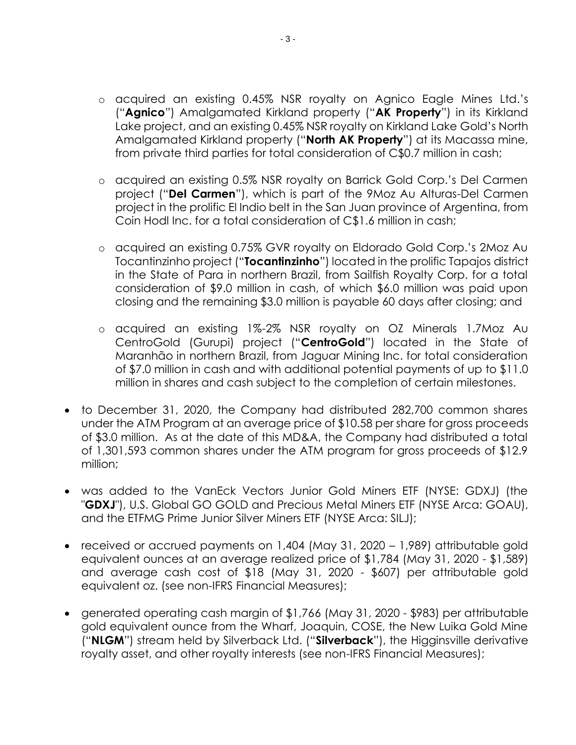- acquired an existing 0.45% NSR royalty on Agnico Eagle Mines Ltd.'s ("**Agnico**") Amalgamated Kirkland property ("**AK Property**") in its Kirkland Lake project, and an existing 0.45% NSR royalty on Kirkland Lake Gold's North Amalgamated Kirkland property ("**North AK Property**") at its Macassa mine, from private third parties for total consideration of C$0.7 million in cash;

    - acquired an existing 0.5% NSR royalty on Barrick Gold Corp.'s Del Carmen project ("**Del Carmen**"), which is part of the 9Moz Au Alturas-Del Carmen project in the prolific El Indio belt in the San Juan province of Argentina, from Coin Hodl Inc. for a total consideration of C$1.6 million in cash;

    - acquired an existing 0.75% GVR royalty on Eldorado Gold Corp.'s 2Moz Au Tocantinzinho project ("**Tocantinzinho**") located in the prolific Tapajos district in the State of Para in northern Brazil, from Sailfish Royalty Corp. for a total consideration of $9.0 million in cash, of which $6.0 million was paid upon closing and the remaining $3.0 million is payable 60 days after closing; and

    - acquired an existing 1%-2% NSR royalty on OZ Minerals 1.7Moz Au CentroGold (Gurupi) project ("**CentroGold**") located in the State of Maranhão in northern Brazil, from Jaguar Mining Inc. for total consideration of $7.0 million in cash and with additional potential payments of up to $11.0 million in shares and cash subject to the completion of certain milestones.

- to December 31, 2020, the Company had distributed 282,700 common shares under the ATM Program at an average price of $10.58 per share for gross proceeds of $3.0 million. As at the date of this MD&A, the Company had distributed a total of 1,301,593 common shares under the ATM program for gross proceeds of $12.9 million;

- was added to the VanEck Vectors Junior Gold Miners ETF (NYSE: GDXJ) (the "**GDXJ**"), U.S. Global GO GOLD and Precious Metal Miners ETF (NYSE Arca: GOAU), and the ETFMG Prime Junior Silver Miners ETF (NYSE Arca: SILJ);

- received or accrued payments on 1,404 (May 31, 2020 – 1,989) attributable gold equivalent ounces at an average realized price of $1,784 (May 31, 2020 - $1,589) and average cash cost of $18 (May 31, 2020 - $607) per attributable gold equivalent oz. (see non-IFRS Financial Measures);

- generated operating cash margin of $1,766 (May 31, 2020 - $983) per attributable gold equivalent ounce from the Wharf, Joaquin, COSE, the New Luika Gold Mine ("**NLGM**") stream held by Silverback Ltd. ("**Silverback**"), the Higginsville derivative royalty asset, and other royalty interests (see non-IFRS Financial Measures);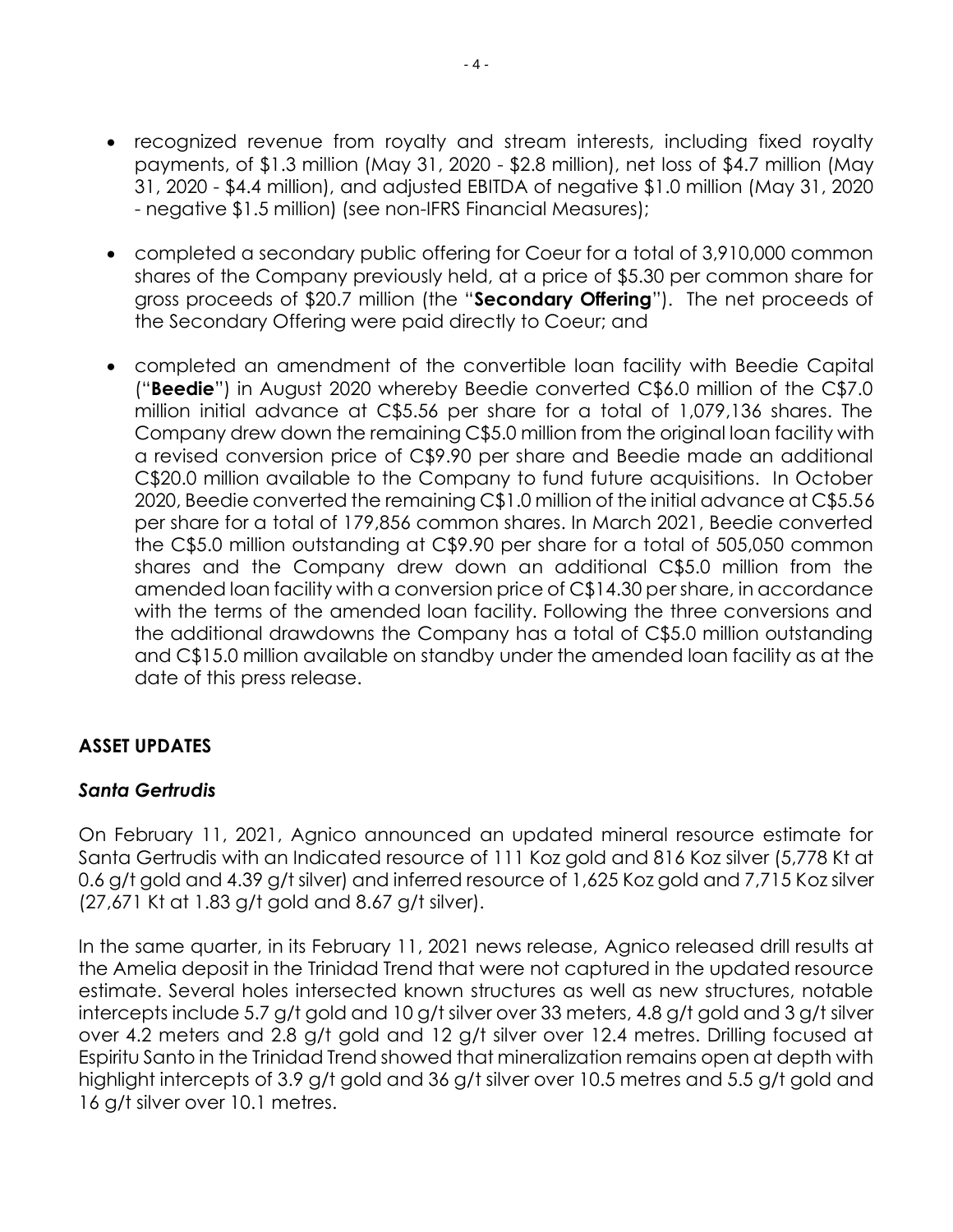- recognized revenue from royalty and stream interests, including fixed royalty payments, of $1.3 million (May 31, 2020 - $2.8 million), net loss of $4.7 million (May 31, 2020 - $4.4 million), and adjusted EBITDA of negative $1.0 million (May 31, 2020 - negative $1.5 million) (see non-IFRS Financial Measures);

- completed a secondary public offering for Coeur for a total of 3,910,000 common shares of the Company previously held, at a price of $5.30 per common share for gross proceeds of $20.7 million (the "**Secondary Offering**"). The net proceeds of the Secondary Offering were paid directly to Coeur; and

- completed an amendment of the convertible loan facility with Beedie Capital ("**Beedie**") in August 2020 whereby Beedie converted C$6.0 million of the C$7.0 million initial advance at C$5.56 per share for a total of 1,079,136 shares. The Company drew down the remaining C$5.0 million from the original loan facility with a revised conversion price of C$9.90 per share and Beedie made an additional C$20.0 million available to the Company to fund future acquisitions. In October 2020, Beedie converted the remaining C$1.0 million of the initial advance at C$5.56 per share for a total of 179,856 common shares. In March 2021, Beedie converted the C$5.0 million outstanding at C$9.90 per share for a total of 505,050 common shares and the Company drew down an additional C$5.0 million from the amended loan facility with a conversion price of C$14.30 per share, in accordance with the terms of the amended loan facility. Following the three conversions and the additional drawdowns the Company has a total of C$5.0 million outstanding and C$15.0 million available on standby under the amended loan facility as at the date of this press release.

## ASSET UPDATES

### *Santa Gertrudis*

On February 11, 2021, Agnico announced an updated mineral resource estimate for Santa Gertrudis with an Indicated resource of 111 Koz gold and 816 Koz silver (5,778 Kt at 0.6 g/t gold and 4.39 g/t silver) and inferred resource of 1,625 Koz gold and 7,715 Koz silver (27,671 Kt at 1.83 g/t gold and 8.67 g/t silver).

In the same quarter, in its February 11, 2021 news release, Agnico released drill results at the Amelia deposit in the Trinidad Trend that were not captured in the updated resource estimate. Several holes intersected known structures as well as new structures, notable intercepts include 5.7 g/t gold and 10 g/t silver over 33 meters, 4.8 g/t gold and 3 g/t silver over 4.2 meters and 2.8 g/t gold and 12 g/t silver over 12.4 metres. Drilling focused at Espiritu Santo in the Trinidad Trend showed that mineralization remains open at depth with highlight intercepts of 3.9 g/t gold and 36 g/t silver over 10.5 metres and 5.5 g/t gold and 16 g/t silver over 10.1 metres.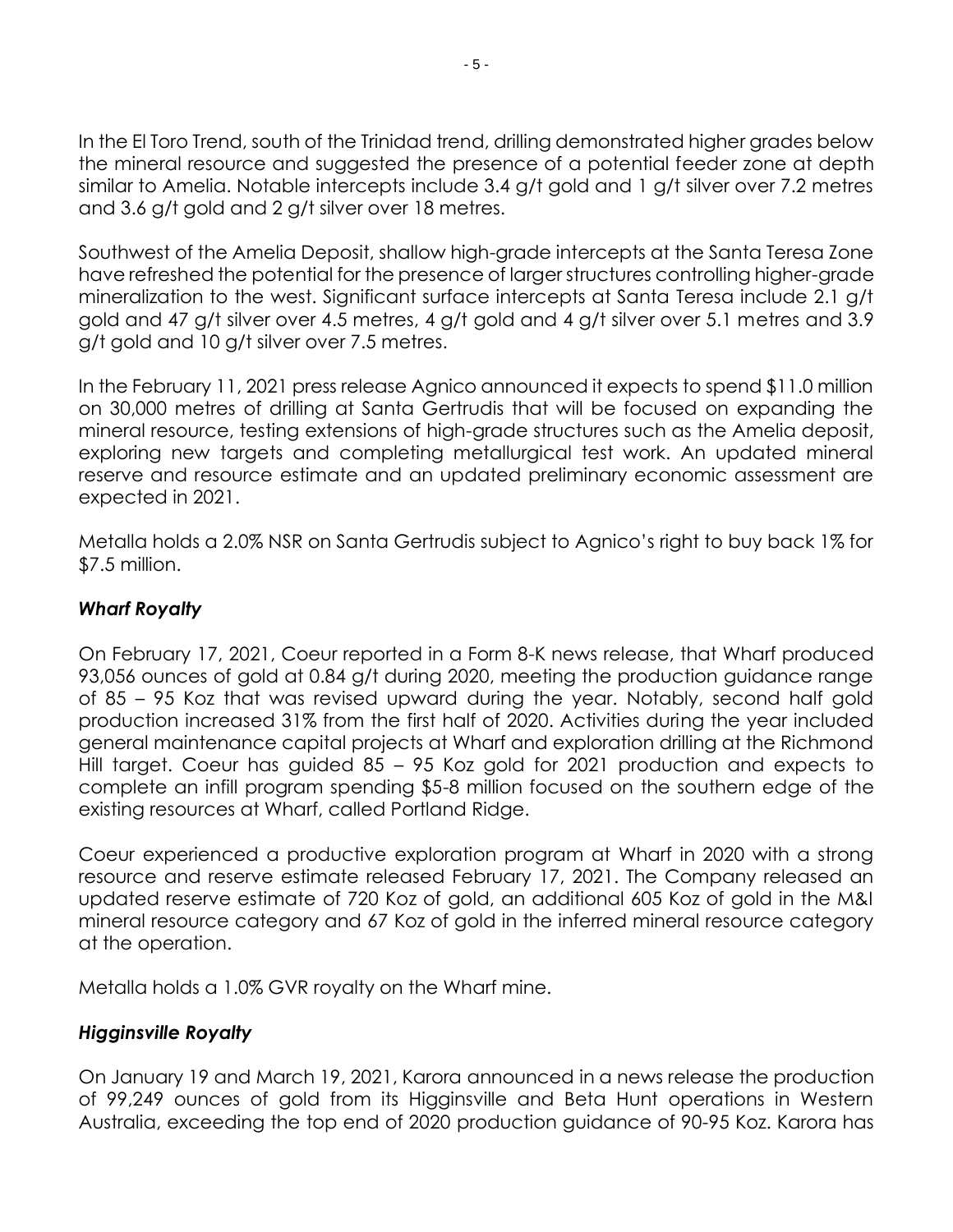In the El Toro Trend, south of the Trinidad trend, drilling demonstrated higher grades below the mineral resource and suggested the presence of a potential feeder zone at depth similar to Amelia. Notable intercepts include 3.4 g/t gold and 1 g/t silver over 7.2 metres and 3.6 g/t gold and 2 g/t silver over 18 metres.

Southwest of the Amelia Deposit, shallow high-grade intercepts at the Santa Teresa Zone have refreshed the potential for the presence of larger structures controlling higher-grade mineralization to the west. Significant surface intercepts at Santa Teresa include 2.1 g/t gold and 47 g/t silver over 4.5 metres, 4 g/t gold and 4 g/t silver over 5.1 metres and 3.9 g/t gold and 10 g/t silver over 7.5 metres.

In the February 11, 2021 press release Agnico announced it expects to spend $11.0 million on 30,000 metres of drilling at Santa Gertrudis that will be focused on expanding the mineral resource, testing extensions of high-grade structures such as the Amelia deposit, exploring new targets and completing metallurgical test work. An updated mineral reserve and resource estimate and an updated preliminary economic assessment are expected in 2021.

Metalla holds a 2.0% NSR on Santa Gertrudis subject to Agnico's right to buy back 1% for $7.5 million.

***Wharf Royalty***

On February 17, 2021, Coeur reported in a Form 8-K news release, that Wharf produced 93,056 ounces of gold at 0.84 g/t during 2020, meeting the production guidance range of 85 – 95 Koz that was revised upward during the year. Notably, second half gold production increased 31% from the first half of 2020. Activities during the year included general maintenance capital projects at Wharf and exploration drilling at the Richmond Hill target. Coeur has guided 85 – 95 Koz gold for 2021 production and expects to complete an infill program spending $5-8 million focused on the southern edge of the existing resources at Wharf, called Portland Ridge.

Coeur experienced a productive exploration program at Wharf in 2020 with a strong resource and reserve estimate released February 17, 2021. The Company released an updated reserve estimate of 720 Koz of gold, an additional 605 Koz of gold in the M&I mineral resource category and 67 Koz of gold in the inferred mineral resource category at the operation.

Metalla holds a 1.0% GVR royalty on the Wharf mine.

***Higginsville Royalty***

On January 19 and March 19, 2021, Karora announced in a news release the production of 99,249 ounces of gold from its Higginsville and Beta Hunt operations in Western Australia, exceeding the top end of 2020 production guidance of 90-95 Koz. Karora has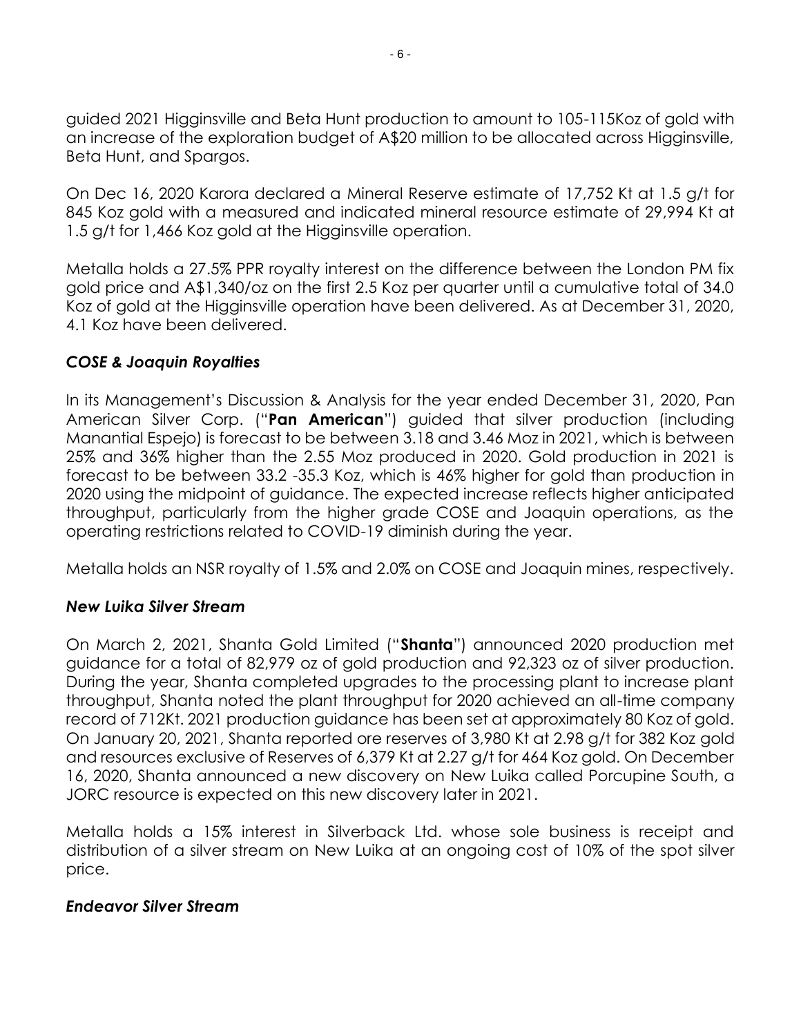guided 2021 Higginsville and Beta Hunt production to amount to 105-115Koz of gold with an increase of the exploration budget of A$20 million to be allocated across Higginsville, Beta Hunt, and Spargos.

On Dec 16, 2020 Karora declared a Mineral Reserve estimate of 17,752 Kt at 1.5 g/t for 845 Koz gold with a measured and indicated mineral resource estimate of 29,994 Kt at 1.5 g/t for 1,466 Koz gold at the Higginsville operation.

Metalla holds a 27.5% PPR royalty interest on the difference between the London PM fix gold price and A$1,340/oz on the first 2.5 Koz per quarter until a cumulative total of 34.0 Koz of gold at the Higginsville operation have been delivered. As at December 31, 2020, 4.1 Koz have been delivered.

### *COSE & Joaquin Royalties*

In its Management's Discussion & Analysis for the year ended December 31, 2020, Pan American Silver Corp. ("**Pan American**") guided that silver production (including Manantial Espejo) is forecast to be between 3.18 and 3.46 Moz in 2021, which is between 25% and 36% higher than the 2.55 Moz produced in 2020. Gold production in 2021 is forecast to be between 33.2 -35.3 Koz, which is 46% higher for gold than production in 2020 using the midpoint of guidance. The expected increase reflects higher anticipated throughput, particularly from the higher grade COSE and Joaquin operations, as the operating restrictions related to COVID-19 diminish during the year.

Metalla holds an NSR royalty of 1.5% and 2.0% on COSE and Joaquin mines, respectively.

### *New Luika Silver Stream*

On March 2, 2021, Shanta Gold Limited ("**Shanta**") announced 2020 production met guidance for a total of 82,979 oz of gold production and 92,323 oz of silver production. During the year, Shanta completed upgrades to the processing plant to increase plant throughput, Shanta noted the plant throughput for 2020 achieved an all-time company record of 712Kt. 2021 production guidance has been set at approximately 80 Koz of gold. On January 20, 2021, Shanta reported ore reserves of 3,980 Kt at 2.98 g/t for 382 Koz gold and resources exclusive of Reserves of 6,379 Kt at 2.27 g/t for 464 Koz gold. On December 16, 2020, Shanta announced a new discovery on New Luika called Porcupine South, a JORC resource is expected on this new discovery later in 2021.

Metalla holds a 15% interest in Silverback Ltd. whose sole business is receipt and distribution of a silver stream on New Luika at an ongoing cost of 10% of the spot silver price.

### *Endeavor Silver Stream*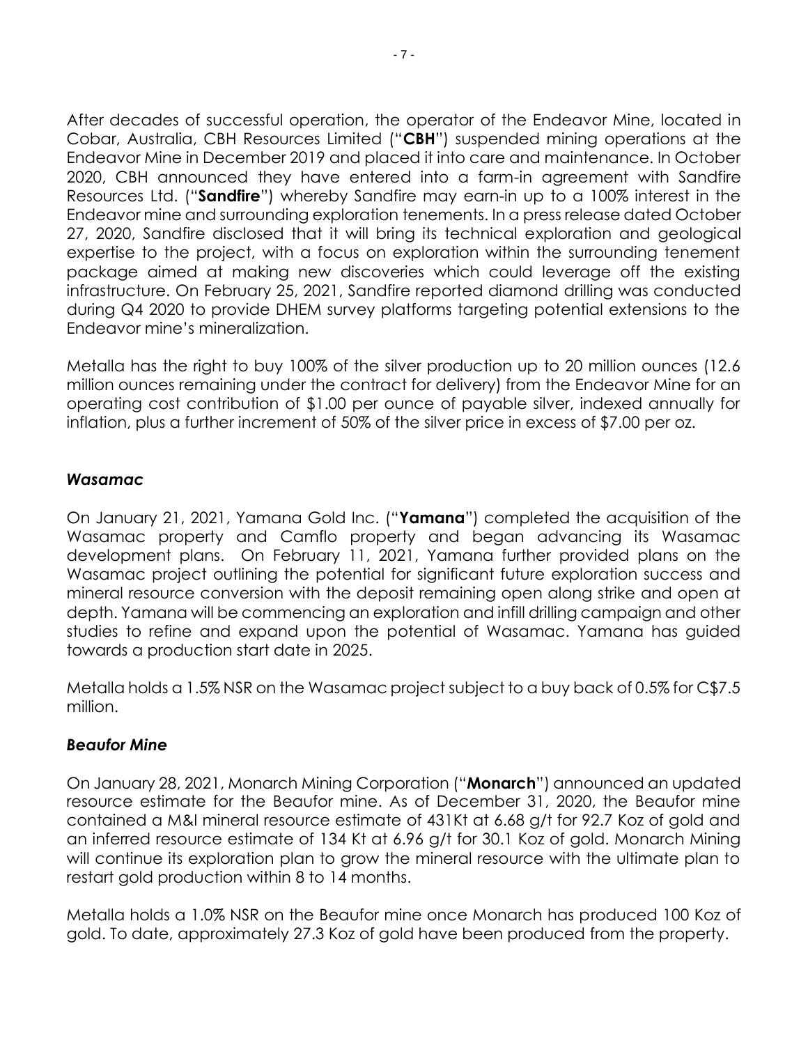After decades of successful operation, the operator of the Endeavor Mine, located in Cobar, Australia, CBH Resources Limited ("**CBH**") suspended mining operations at the Endeavor Mine in December 2019 and placed it into care and maintenance. In October 2020, CBH announced they have entered into a farm-in agreement with Sandfire Resources Ltd. ("**Sandfire**") whereby Sandfire may earn-in up to a 100% interest in the Endeavor mine and surrounding exploration tenements. In a press release dated October 27, 2020, Sandfire disclosed that it will bring its technical exploration and geological expertise to the project, with a focus on exploration within the surrounding tenement package aimed at making new discoveries which could leverage off the existing infrastructure. On February 25, 2021, Sandfire reported diamond drilling was conducted during Q4 2020 to provide DHEM survey platforms targeting potential extensions to the Endeavor mine's mineralization.

Metalla has the right to buy 100% of the silver production up to 20 million ounces (12.6 million ounces remaining under the contract for delivery) from the Endeavor Mine for an operating cost contribution of $1.00 per ounce of payable silver, indexed annually for inflation, plus a further increment of 50% of the silver price in excess of $7.00 per oz.

### *Wasamac*

On January 21, 2021, Yamana Gold Inc. ("**Yamana**") completed the acquisition of the Wasamac property and Camflo property and began advancing its Wasamac development plans. On February 11, 2021, Yamana further provided plans on the Wasamac project outlining the potential for significant future exploration success and mineral resource conversion with the deposit remaining open along strike and open at depth. Yamana will be commencing an exploration and infill drilling campaign and other studies to refine and expand upon the potential of Wasamac. Yamana has guided towards a production start date in 2025.

Metalla holds a 1.5% NSR on the Wasamac project subject to a buy back of 0.5% for C$7.5 million.

### *Beaufor Mine*

On January 28, 2021, Monarch Mining Corporation ("**Monarch**") announced an updated resource estimate for the Beaufor mine. As of December 31, 2020, the Beaufor mine contained a M&I mineral resource estimate of 431Kt at 6.68 g/t for 92.7 Koz of gold and an inferred resource estimate of 134 Kt at 6.96 g/t for 30.1 Koz of gold. Monarch Mining will continue its exploration plan to grow the mineral resource with the ultimate plan to restart gold production within 8 to 14 months.

Metalla holds a 1.0% NSR on the Beaufor mine once Monarch has produced 100 Koz of gold. To date, approximately 27.3 Koz of gold have been produced from the property.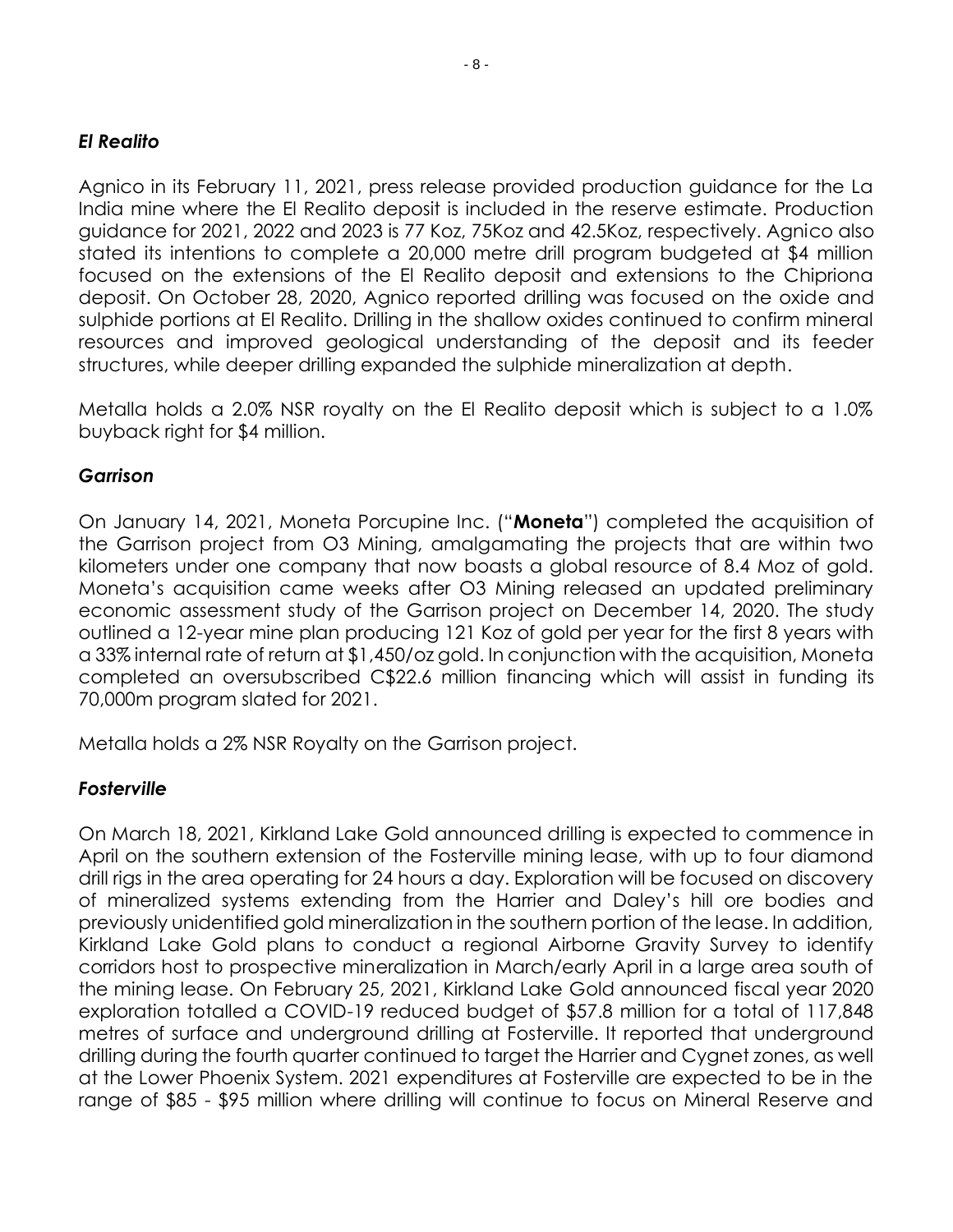### *El Realito*

Agnico in its February 11, 2021, press release provided production guidance for the La India mine where the El Realito deposit is included in the reserve estimate. Production guidance for 2021, 2022 and 2023 is 77 Koz, 75Koz and 42.5Koz, respectively. Agnico also stated its intentions to complete a 20,000 metre drill program budgeted at $4 million focused on the extensions of the El Realito deposit and extensions to the Chipriona deposit. On October 28, 2020, Agnico reported drilling was focused on the oxide and sulphide portions at El Realito. Drilling in the shallow oxides continued to confirm mineral resources and improved geological understanding of the deposit and its feeder structures, while deeper drilling expanded the sulphide mineralization at depth.

Metalla holds a 2.0% NSR royalty on the El Realito deposit which is subject to a 1.0% buyback right for $4 million.

### *Garrison*

On January 14, 2021, Moneta Porcupine Inc. ("**Moneta**") completed the acquisition of the Garrison project from O3 Mining, amalgamating the projects that are within two kilometers under one company that now boasts a global resource of 8.4 Moz of gold. Moneta's acquisition came weeks after O3 Mining released an updated preliminary economic assessment study of the Garrison project on December 14, 2020. The study outlined a 12-year mine plan producing 121 Koz of gold per year for the first 8 years with a 33% internal rate of return at $1,450/oz gold. In conjunction with the acquisition, Moneta completed an oversubscribed C$22.6 million financing which will assist in funding its 70,000m program slated for 2021.

Metalla holds a 2% NSR Royalty on the Garrison project.

### *Fosterville*

On March 18, 2021, Kirkland Lake Gold announced drilling is expected to commence in April on the southern extension of the Fosterville mining lease, with up to four diamond drill rigs in the area operating for 24 hours a day. Exploration will be focused on discovery of mineralized systems extending from the Harrier and Daley's hill ore bodies and previously unidentified gold mineralization in the southern portion of the lease. In addition, Kirkland Lake Gold plans to conduct a regional Airborne Gravity Survey to identify corridors host to prospective mineralization in March/early April in a large area south of the mining lease. On February 25, 2021, Kirkland Lake Gold announced fiscal year 2020 exploration totalled a COVID-19 reduced budget of $57.8 million for a total of 117,848 metres of surface and underground drilling at Fosterville. It reported that underground drilling during the fourth quarter continued to target the Harrier and Cygnet zones, as well at the Lower Phoenix System. 2021 expenditures at Fosterville are expected to be in the range of $85 - $95 million where drilling will continue to focus on Mineral Reserve and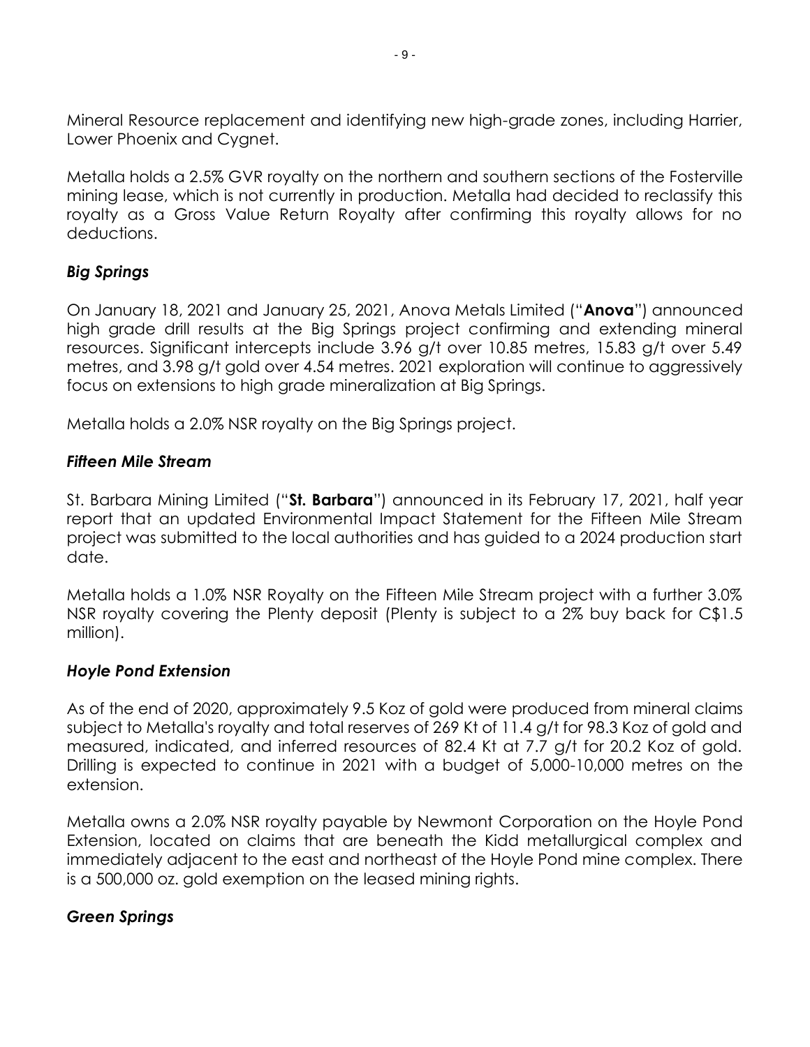Mineral Resource replacement and identifying new high-grade zones, including Harrier, Lower Phoenix and Cygnet.

Metalla holds a 2.5% GVR royalty on the northern and southern sections of the Fosterville mining lease, which is not currently in production. Metalla had decided to reclassify this royalty as a Gross Value Return Royalty after confirming this royalty allows for no deductions.

### *Big Springs*

On January 18, 2021 and January 25, 2021, Anova Metals Limited ("**Anova**") announced high grade drill results at the Big Springs project confirming and extending mineral resources. Significant intercepts include 3.96 g/t over 10.85 metres, 15.83 g/t over 5.49 metres, and 3.98 g/t gold over 4.54 metres. 2021 exploration will continue to aggressively focus on extensions to high grade mineralization at Big Springs.

Metalla holds a 2.0% NSR royalty on the Big Springs project.

### *Fifteen Mile Stream*

St. Barbara Mining Limited ("**St. Barbara**") announced in its February 17, 2021, half year report that an updated Environmental Impact Statement for the Fifteen Mile Stream project was submitted to the local authorities and has guided to a 2024 production start date.

Metalla holds a 1.0% NSR Royalty on the Fifteen Mile Stream project with a further 3.0% NSR royalty covering the Plenty deposit (Plenty is subject to a 2% buy back for C$1.5 million).

### *Hoyle Pond Extension*

As of the end of 2020, approximately 9.5 Koz of gold were produced from mineral claims subject to Metalla's royalty and total reserves of 269 Kt of 11.4 g/t for 98.3 Koz of gold and measured, indicated, and inferred resources of 82.4 Kt at 7.7 g/t for 20.2 Koz of gold. Drilling is expected to continue in 2021 with a budget of 5,000-10,000 metres on the extension.

Metalla owns a 2.0% NSR royalty payable by Newmont Corporation on the Hoyle Pond Extension, located on claims that are beneath the Kidd metallurgical complex and immediately adjacent to the east and northeast of the Hoyle Pond mine complex. There is a 500,000 oz. gold exemption on the leased mining rights.

### *Green Springs*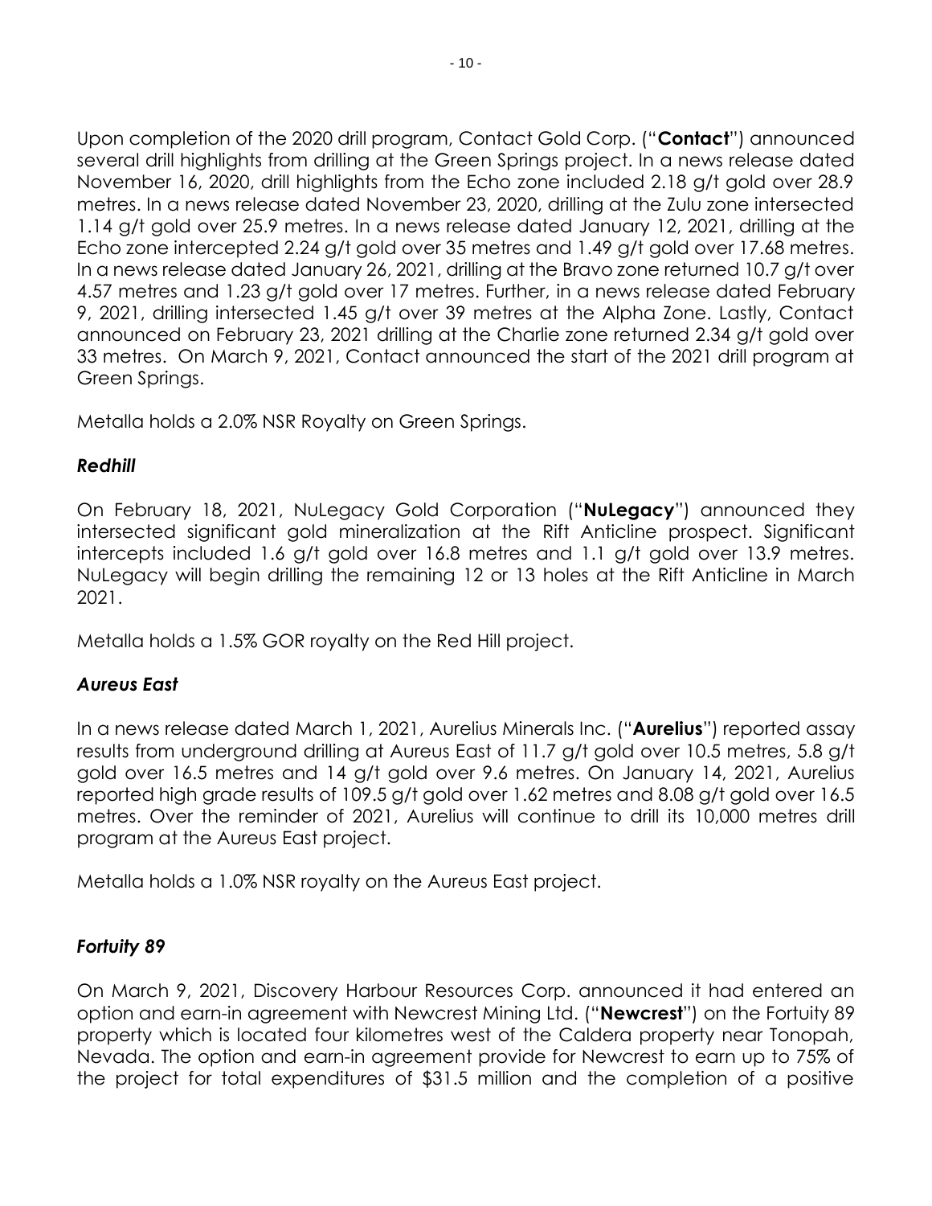Upon completion of the 2020 drill program, Contact Gold Corp. ("**Contact**") announced several drill highlights from drilling at the Green Springs project. In a news release dated November 16, 2020, drill highlights from the Echo zone included 2.18 g/t gold over 28.9 metres. In a news release dated November 23, 2020, drilling at the Zulu zone intersected 1.14 g/t gold over 25.9 metres. In a news release dated January 12, 2021, drilling at the Echo zone intercepted 2.24 g/t gold over 35 metres and 1.49 g/t gold over 17.68 metres. In a news release dated January 26, 2021, drilling at the Bravo zone returned 10.7 g/t over 4.57 metres and 1.23 g/t gold over 17 metres. Further, in a news release dated February 9, 2021, drilling intersected 1.45 g/t over 39 metres at the Alpha Zone. Lastly, Contact announced on February 23, 2021 drilling at the Charlie zone returned 2.34 g/t gold over 33 metres. On March 9, 2021, Contact announced the start of the 2021 drill program at Green Springs.

Metalla holds a 2.0% NSR Royalty on Green Springs.

### *Redhill*

On February 18, 2021, NuLegacy Gold Corporation ("**NuLegacy**") announced they intersected significant gold mineralization at the Rift Anticline prospect. Significant intercepts included 1.6 g/t gold over 16.8 metres and 1.1 g/t gold over 13.9 metres. NuLegacy will begin drilling the remaining 12 or 13 holes at the Rift Anticline in March 2021.

Metalla holds a 1.5% GOR royalty on the Red Hill project.

### *Aureus East*

In a news release dated March 1, 2021, Aurelius Minerals Inc. ("**Aurelius**") reported assay results from underground drilling at Aureus East of 11.7 g/t gold over 10.5 metres, 5.8 g/t gold over 16.5 metres and 14 g/t gold over 9.6 metres. On January 14, 2021, Aurelius reported high grade results of 109.5 g/t gold over 1.62 metres and 8.08 g/t gold over 16.5 metres. Over the reminder of 2021, Aurelius will continue to drill its 10,000 metres drill program at the Aureus East project.

Metalla holds a 1.0% NSR royalty on the Aureus East project.

### *Fortuity 89*

On March 9, 2021, Discovery Harbour Resources Corp. announced it had entered an option and earn-in agreement with Newcrest Mining Ltd. ("**Newcrest**") on the Fortuity 89 property which is located four kilometres west of the Caldera property near Tonopah, Nevada. The option and earn-in agreement provide for Newcrest to earn up to 75% of the project for total expenditures of $31.5 million and the completion of a positive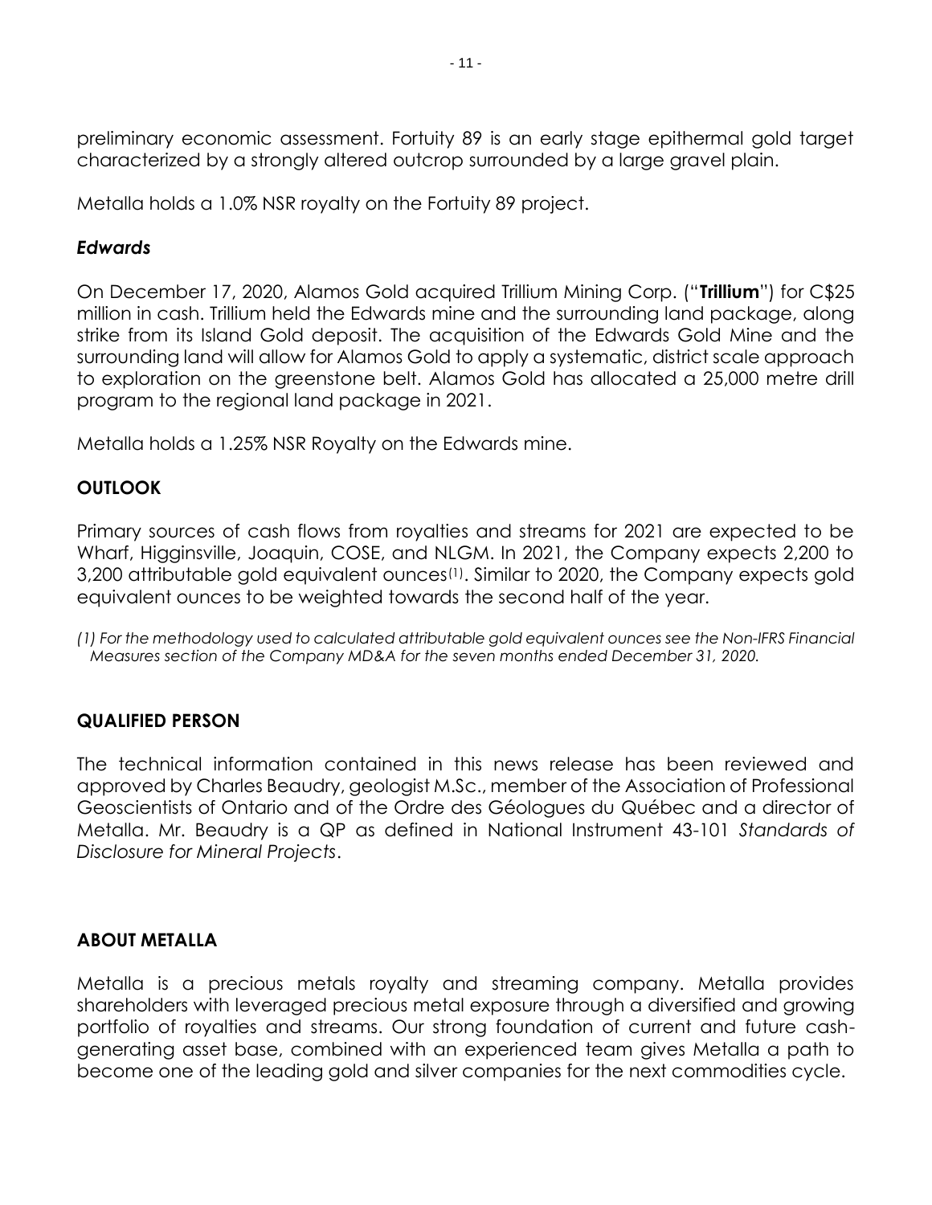preliminary economic assessment. Fortuity 89 is an early stage epithermal gold target characterized by a strongly altered outcrop surrounded by a large gravel plain.

Metalla holds a 1.0% NSR royalty on the Fortuity 89 project.

### *Edwards*

On December 17, 2020, Alamos Gold acquired Trillium Mining Corp. ("**Trillium**") for C$25 million in cash. Trillium held the Edwards mine and the surrounding land package, along strike from its Island Gold deposit. The acquisition of the Edwards Gold Mine and the surrounding land will allow for Alamos Gold to apply a systematic, district scale approach to exploration on the greenstone belt. Alamos Gold has allocated a 25,000 metre drill program to the regional land package in 2021.

Metalla holds a 1.25% NSR Royalty on the Edwards mine.

## OUTLOOK

Primary sources of cash flows from royalties and streams for 2021 are expected to be Wharf, Higginsville, Joaquin, COSE, and NLGM. In 2021, the Company expects 2,200 to 3,200 attributable gold equivalent ounces[(1)]. Similar to 2020, the Company expects gold equivalent ounces to be weighted towards the second half of the year.

*(1) For the methodology used to calculated attributable gold equivalent ounces see the Non-IFRS Financial Measures section of the Company MD&A for the seven months ended December 31, 2020.*

## QUALIFIED PERSON

The technical information contained in this news release has been reviewed and approved by Charles Beaudry, geologist M.Sc., member of the Association of Professional Geoscientists of Ontario and of the Ordre des Géologues du Québec and a director of Metalla. Mr. Beaudry is a QP as defined in National Instrument 43-101 *Standards of Disclosure for Mineral Projects*.

## ABOUT METALLA

Metalla is a precious metals royalty and streaming company. Metalla provides shareholders with leveraged precious metal exposure through a diversified and growing portfolio of royalties and streams. Our strong foundation of current and future cash-generating asset base, combined with an experienced team gives Metalla a path to become one of the leading gold and silver companies for the next commodities cycle.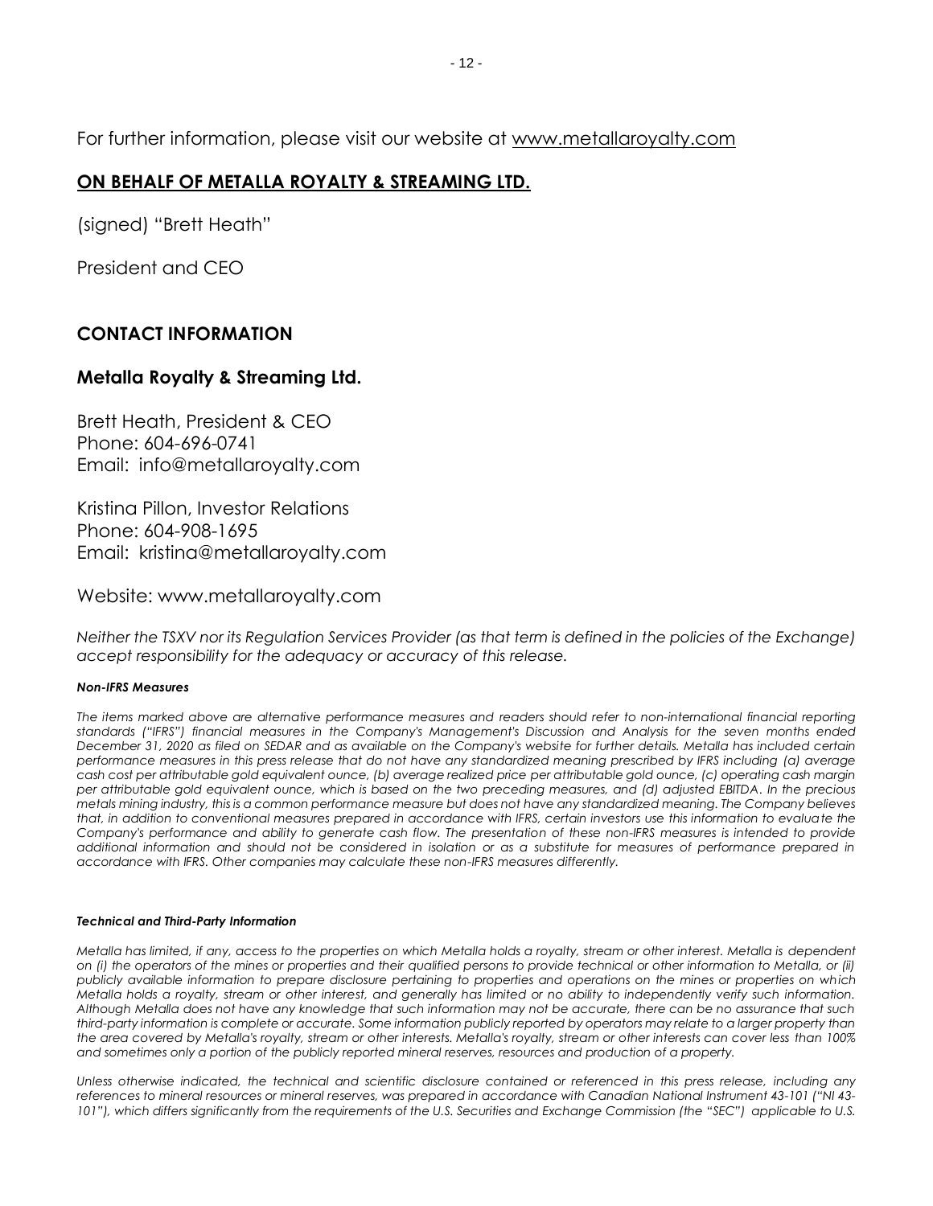For further information, please visit our website at www.metallaroyalty.com

## ON BEHALF OF METALLA ROYALTY & STREAMING LTD.

(signed) "Brett Heath"

President and CEO

## CONTACT INFORMATION

### Metalla Royalty & Streaming Ltd.

Brett Heath, President & CEO
Phone: 604-696-0741
Email: info@metallaroyalty.com

Kristina Pillon, Investor Relations
Phone: 604-908-1695
Email: kristina@metallaroyalty.com

Website: www.metallaroyalty.com

*Neither the TSXV nor its Regulation Services Provider (as that term is defined in the policies of the Exchange) accept responsibility for the adequacy or accuracy of this release.*

***Non-IFRS Measures***

*The items marked above are alternative performance measures and readers should refer to non-international financial reporting standards ("IFRS") financial measures in the Company's Management's Discussion and Analysis for the seven months ended December 31, 2020 as filed on SEDAR and as available on the Company's website for further details. Metalla has included certain performance measures in this press release that do not have any standardized meaning prescribed by IFRS including (a) average cash cost per attributable gold equivalent ounce, (b) average realized price per attributable gold ounce, (c) operating cash margin per attributable gold equivalent ounce, which is based on the two preceding measures, and (d) adjusted EBITDA. In the precious metals mining industry, this is a common performance measure but does not have any standardized meaning. The Company believes that, in addition to conventional measures prepared in accordance with IFRS, certain investors use this information to evaluate the Company's performance and ability to generate cash flow. The presentation of these non-IFRS measures is intended to provide additional information and should not be considered in isolation or as a substitute for measures of performance prepared in accordance with IFRS. Other companies may calculate these non-IFRS measures differently.*

***Technical and Third-Party Information***

*Metalla has limited, if any, access to the properties on which Metalla holds a royalty, stream or other interest. Metalla is dependent on (i) the operators of the mines or properties and their qualified persons to provide technical or other information to Metalla, or (ii) publicly available information to prepare disclosure pertaining to properties and operations on the mines or properties on which Metalla holds a royalty, stream or other interest, and generally has limited or no ability to independently verify such information. Although Metalla does not have any knowledge that such information may not be accurate, there can be no assurance that such third-party information is complete or accurate. Some information publicly reported by operators may relate to a larger property than the area covered by Metalla's royalty, stream or other interests. Metalla's royalty, stream or other interests can cover less than 100% and sometimes only a portion of the publicly reported mineral reserves, resources and production of a property.*

*Unless otherwise indicated, the technical and scientific disclosure contained or referenced in this press release, including any references to mineral resources or mineral reserves, was prepared in accordance with Canadian National Instrument 43-101 ("NI 43-101"), which differs significantly from the requirements of the U.S. Securities and Exchange Commission (the "SEC") applicable to U.S.*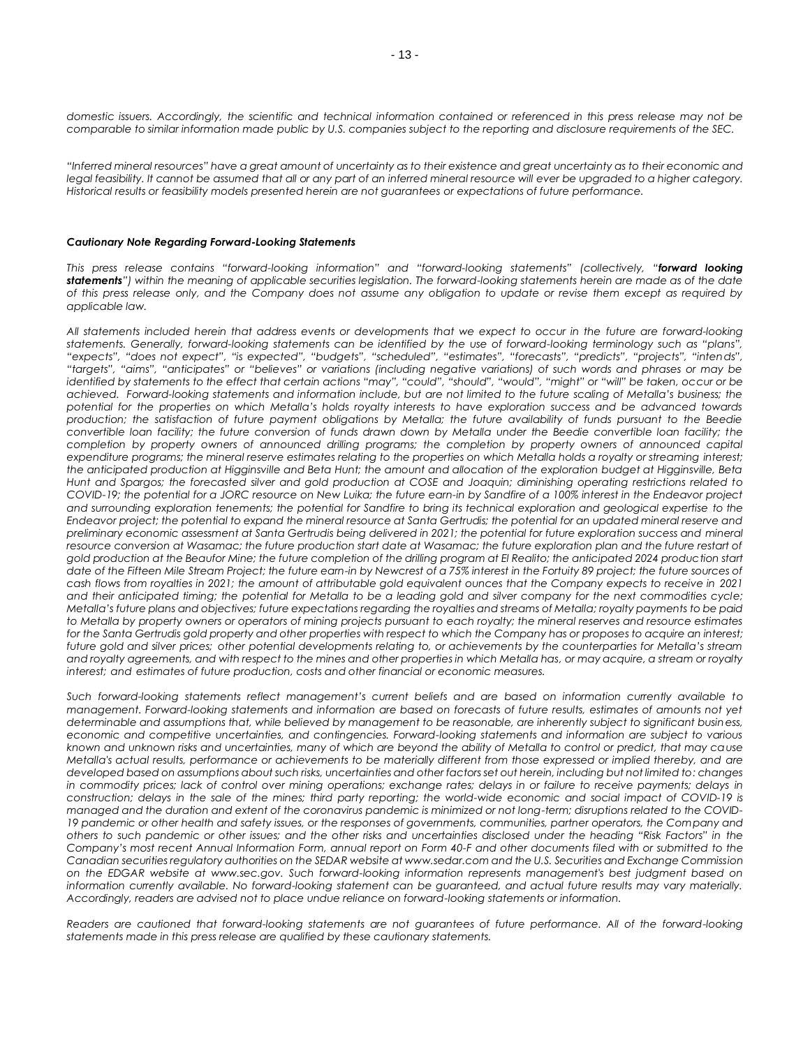*domestic issuers. Accordingly, the scientific and technical information contained or referenced in this press release may not be comparable to similar information made public by U.S. companies subject to the reporting and disclosure requirements of the SEC.*

*"Inferred mineral resources" have a great amount of uncertainty as to their existence and great uncertainty as to their economic and legal feasibility. It cannot be assumed that all or any part of an inferred mineral resource will ever be upgraded to a higher category. Historical results or feasibility models presented herein are not guarantees or expectations of future performance.*

***Cautionary Note Regarding Forward-Looking Statements***

*This press release contains "forward-looking information" and "forward-looking statements" (collectively, "**forward looking statements**") within the meaning of applicable securities legislation. The forward-looking statements herein are made as of the date of this press release only, and the Company does not assume any obligation to update or revise them except as required by applicable law.*

*All statements included herein that address events or developments that we expect to occur in the future are forward-looking statements. Generally, forward-looking statements can be identified by the use of forward-looking terminology such as "plans", "expects", "does not expect", "is expected", "budgets", "scheduled", "estimates", "forecasts", "predicts", "projects", "intends", "targets", "aims", "anticipates" or "believes" or variations (including negative variations) of such words and phrases or may be identified by statements to the effect that certain actions "may", "could", "should", "would", "might" or "will" be taken, occur or be achieved. Forward-looking statements and information include, but are not limited to the future scaling of Metalla's business; the potential for the properties on which Metalla's holds royalty interests to have exploration success and be advanced towards production; the satisfaction of future payment obligations by Metalla; the future availability of funds pursuant to the Beedie convertible loan facility; the future conversion of funds drawn down by Metalla under the Beedie convertible loan facility; the completion by property owners of announced drilling programs; the completion by property owners of announced capital expenditure programs; the mineral reserve estimates relating to the properties on which Metalla holds a royalty or streaming interest; the anticipated production at Higginsville and Beta Hunt; the amount and allocation of the exploration budget at Higginsville, Beta Hunt and Spargos; the forecasted silver and gold production at COSE and Joaquin; diminishing operating restrictions related to COVID-19; the potential for a JORC resource on New Luika; the future earn-in by Sandfire of a 100% interest in the Endeavor project and surrounding exploration tenements; the potential for Sandfire to bring its technical exploration and geological expertise to the Endeavor project; the potential to expand the mineral resource at Santa Gertrudis; the potential for an updated mineral reserve and preliminary economic assessment at Santa Gertrudis being delivered in 2021; the potential for future exploration success and mineral resource conversion at Wasamac; the future production start date at Wasamac; the future exploration plan and the future restart of gold production at the Beaufor Mine; the future completion of the drilling program at El Realito; the anticipated 2024 production start date of the Fifteen Mile Stream Project; the future earn-in by Newcrest of a 75% interest in the Fortuity 89 project; the future sources of cash flows from royalties in 2021; the amount of attributable gold equivalent ounces that the Company expects to receive in 2021 and their anticipated timing; the potential for Metalla to be a leading gold and silver company for the next commodities cycle; Metalla's future plans and objectives; future expectations regarding the royalties and streams of Metalla; royalty payments to be paid to Metalla by property owners or operators of mining projects pursuant to each royalty; the mineral reserves and resource estimates for the Santa Gertrudis gold property and other properties with respect to which the Company has or proposes to acquire an interest; future gold and silver prices; other potential developments relating to, or achievements by the counterparties for Metalla's stream and royalty agreements, and with respect to the mines and other properties in which Metalla has, or may acquire, a stream or royalty interest; and estimates of future production, costs and other financial or economic measures.*

*Such forward-looking statements reflect management's current beliefs and are based on information currently available to management. Forward-looking statements and information are based on forecasts of future results, estimates of amounts not yet determinable and assumptions that, while believed by management to be reasonable, are inherently subject to significant business, economic and competitive uncertainties, and contingencies. Forward-looking statements and information are subject to various known and unknown risks and uncertainties, many of which are beyond the ability of Metalla to control or predict, that may cause Metalla's actual results, performance or achievements to be materially different from those expressed or implied thereby, and are developed based on assumptions about such risks, uncertainties and other factors set out herein, including but not limited to: changes in commodity prices; lack of control over mining operations; exchange rates; delays in or failure to receive payments; delays in construction; delays in the sale of the mines; third party reporting; the world-wide economic and social impact of COVID-19 is managed and the duration and extent of the coronavirus pandemic is minimized or not long-term; disruptions related to the COVID-19 pandemic or other health and safety issues, or the responses of governments, communities, partner operators, the Company and others to such pandemic or other issues; and the other risks and uncertainties disclosed under the heading "Risk Factors" in the Company's most recent Annual Information Form, annual report on Form 40-F and other documents filed with or submitted to the Canadian securities regulatory authorities on the SEDAR website at www.sedar.com and the U.S. Securities and Exchange Commission on the EDGAR website at www.sec.gov. Such forward-looking information represents management's best judgment based on information currently available. No forward-looking statement can be guaranteed, and actual future results may vary materially. Accordingly, readers are advised not to place undue reliance on forward-looking statements or information.*

*Readers are cautioned that forward-looking statements are not guarantees of future performance. All of the forward-looking statements made in this press release are qualified by these cautionary statements.*